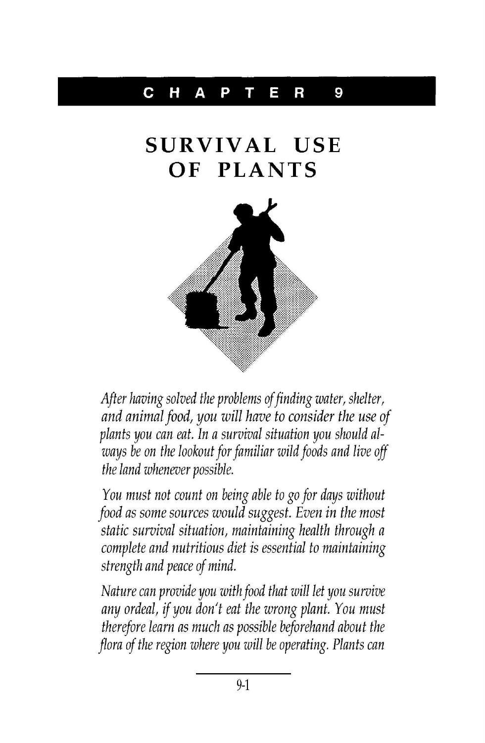# CHAPTER 9

# SURVIVAL USE OF PLANTS

*After having solved the problems of finding water, shelter, and animal food, you will have to consider the use of plants you can eat. In a survival situation you should always be on the lookout for familiar wild foods and live off the land whenever possible.*

*You must not count on being able to go for days without food as some sources would suggest. Even in the most static survival situation, maintaining health through a complete and nutritious diet is essential to maintaining strength and peace of mind.*

*Nature can provide you with food that will let you survive any ordeal, if you don't eat the wrong plant. You must therefore learn as much as possible beforehand about the flora of the region where you will be operating. Plants can*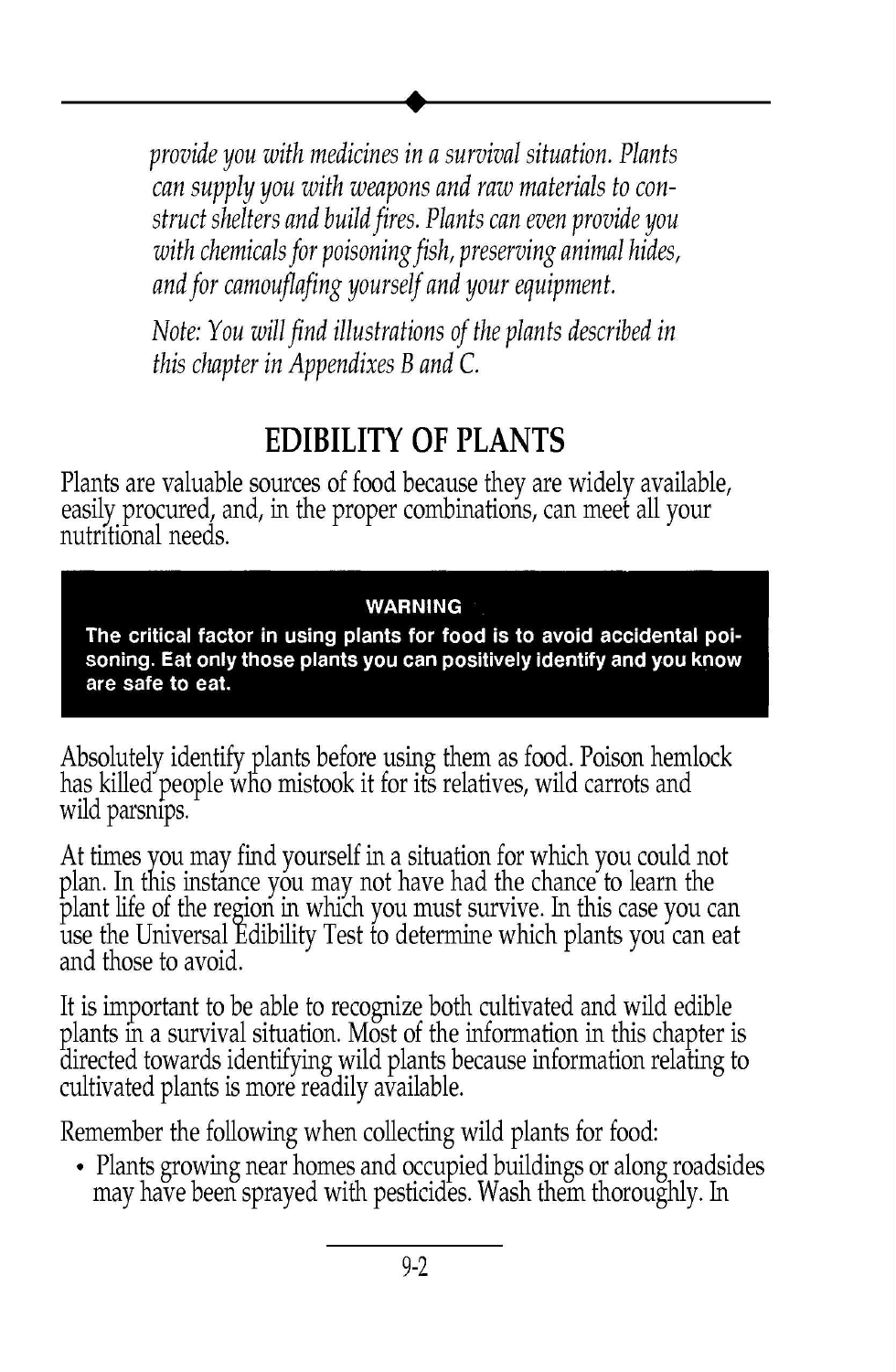*provide you with medicines in a survival situation. Plants can supply you with weapons and raw materials to construct shelters and build fires. Plants can even provide you with chemicals for poisoning fish, preserving animal hides, and for camouflafing yourself and your equipment.*

*Note: You will find illustrations of the plants described in this chapter in Appendixes B and C.*

## EDIBILITY OF PLANTS

Plants are valuable sources of food because they are widely available, easily procured, and, in the proper combinations, can meet all your nutritional needs.

> **WARNING**
>
> **The critical factor in using plants for food is to avoid accidental poisoning. Eat only those plants you can positively identify and you know are safe to eat.**

Absolutely identify plants before using them as food. Poison hemlock has killed people who mistook it for its relatives, wild carrots and wild parsnips.

At times you may find yourself in a situation for which you could not plan. In this instance you may not have had the chance to learn the plant life of the region in which you must survive. In this case you can use the Universal Edibility Test to determine which plants you can eat and those to avoid.

It is important to be able to recognize both cultivated and wild edible plants in a survival situation. Most of the information in this chapter is directed towards identifying wild plants because information relating to cultivated plants is more readily available.

Remember the following when collecting wild plants for food:

- Plants growing near homes and occupied buildings or along roadsides may have been sprayed with pesticides. Wash them thoroughly. In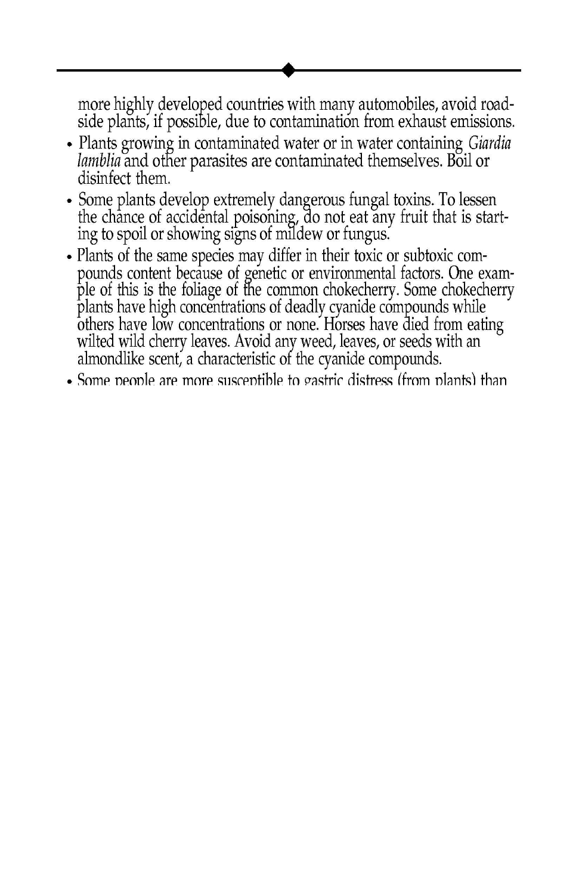more highly developed countries with many automobiles, avoid roadside plants, if possible, due to contamination from exhaust emissions.

- Plants growing in contaminated water or in water containing *Giardia lamblia* and other parasites are contaminated themselves. Boil or disinfect them.
- Some plants develop extremely dangerous fungal toxins. To lessen the chance of accidental poisoning, do not eat any fruit that is starting to spoil or showing signs of mildew or fungus.
- Plants of the same species may differ in their toxic or subtoxic compounds content because of genetic or environmental factors. One example of this is the foliage of the common chokecherry. Some chokecherry plants have high concentrations of deadly cyanide compounds while others have low concentrations or none. Horses have died from eating wilted wild cherry leaves. Avoid any weed, leaves, or seeds with an almondlike scent, a characteristic of the cyanide compounds.
- Some people are more susceptible to gastric distress (from plants) than